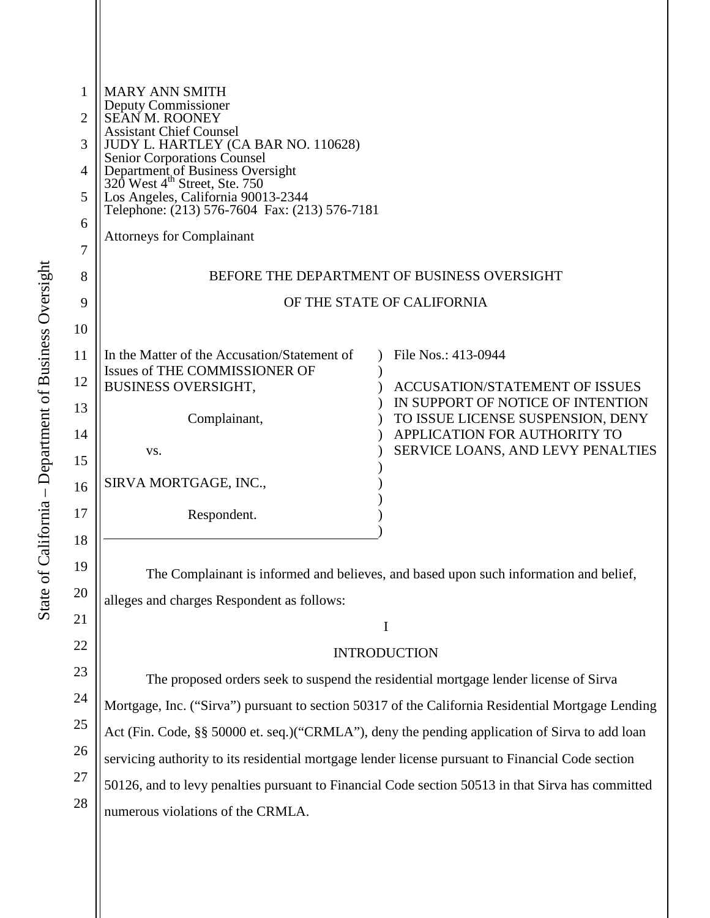MARY ANN SMITH
Deputy Commissioner
SEAN M. ROONEY
Assistant Chief Counsel
JUDY L. HARTLEY (CA BAR NO. 110628)
Senior Corporations Counsel
Department of Business Oversight
320 West 4th Street, Ste. 750
Los Angeles, California 90013-2344
Telephone: (213) 576-7604 Fax: (213) 576-7181

Attorneys for Complainant

BEFORE THE DEPARTMENT OF BUSINESS OVERSIGHT

OF THE STATE OF CALIFORNIA

| | |
|---|---|
| In the Matter of the Accusation/Statement of Issues of THE COMMISSIONER OF BUSINESS OVERSIGHT,<br><br>Complainant,<br><br>vs.<br><br>SIRVA MORTGAGE, INC.,<br><br>Respondent. | File Nos.: 413-0944<br><br>ACCUSATION/STATEMENT OF ISSUES IN SUPPORT OF NOTICE OF INTENTION TO ISSUE LICENSE SUSPENSION, DENY APPLICATION FOR AUTHORITY TO SERVICE LOANS, AND LEVY PENALTIES |

The Complainant is informed and believes, and based upon such information and belief, alleges and charges Respondent as follows:

I

INTRODUCTION

The proposed orders seek to suspend the residential mortgage lender license of Sirva Mortgage, Inc. ("Sirva") pursuant to section 50317 of the California Residential Mortgage Lending Act (Fin. Code, §§ 50000 et. seq.)("CRMLA"), deny the pending application of Sirva to add loan servicing authority to its residential mortgage lender license pursuant to Financial Code section 50126, and to levy penalties pursuant to Financial Code section 50513 in that Sirva has committed numerous violations of the CRMLA.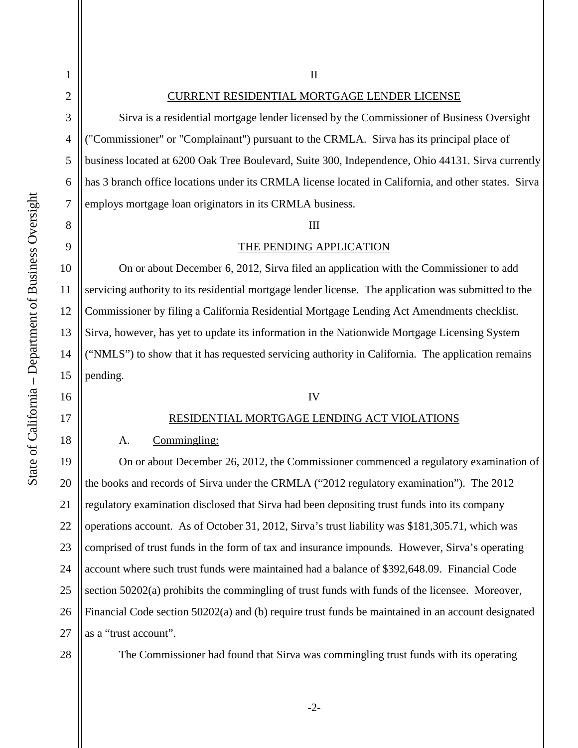## II

## CURRENT RESIDENTIAL MORTGAGE LENDER LICENSE

Sirva is a residential mortgage lender licensed by the Commissioner of Business Oversight ("Commissioner" or "Complainant") pursuant to the CRMLA. Sirva has its principal place of business located at 6200 Oak Tree Boulevard, Suite 300, Independence, Ohio 44131. Sirva currently has 3 branch office locations under its CRMLA license located in California, and other states. Sirva employs mortgage loan originators in its CRMLA business.

## III

## THE PENDING APPLICATION

On or about December 6, 2012, Sirva filed an application with the Commissioner to add servicing authority to its residential mortgage lender license. The application was submitted to the Commissioner by filing a California Residential Mortgage Lending Act Amendments checklist. Sirva, however, has yet to update its information in the Nationwide Mortgage Licensing System ("NMLS") to show that it has requested servicing authority in California. The application remains pending.

## IV

## RESIDENTIAL MORTGAGE LENDING ACT VIOLATIONS

### A. Commingling:

On or about December 26, 2012, the Commissioner commenced a regulatory examination of the books and records of Sirva under the CRMLA ("2012 regulatory examination"). The 2012 regulatory examination disclosed that Sirva had been depositing trust funds into its company operations account. As of October 31, 2012, Sirva's trust liability was $181,305.71, which was comprised of trust funds in the form of tax and insurance impounds. However, Sirva's operating account where such trust funds were maintained had a balance of $392,648.09. Financial Code section 50202(a) prohibits the commingling of trust funds with funds of the licensee. Moreover, Financial Code section 50202(a) and (b) require trust funds be maintained in an account designated as a "trust account".

The Commissioner had found that Sirva was commingling trust funds with its operating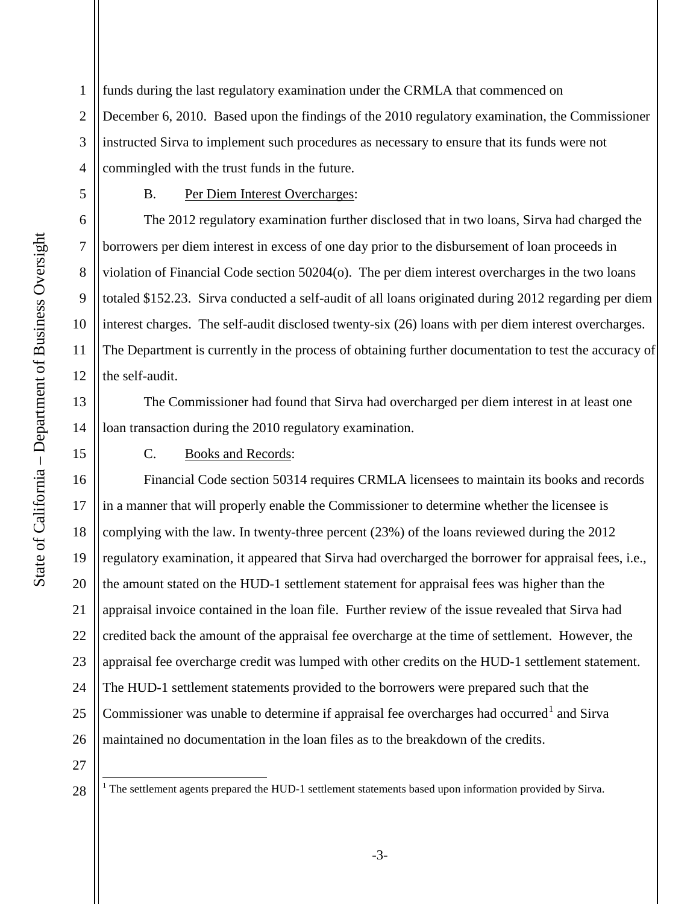funds during the last regulatory examination under the CRMLA that commenced on December 6, 2010. Based upon the findings of the 2010 regulatory examination, the Commissioner instructed Sirva to implement such procedures as necessary to ensure that its funds were not commingled with the trust funds in the future.

B. Per Diem Interest Overcharges:

The 2012 regulatory examination further disclosed that in two loans, Sirva had charged the borrowers per diem interest in excess of one day prior to the disbursement of loan proceeds in violation of Financial Code section 50204(o). The per diem interest overcharges in the two loans totaled $152.23. Sirva conducted a self-audit of all loans originated during 2012 regarding per diem interest charges. The self-audit disclosed twenty-six (26) loans with per diem interest overcharges. The Department is currently in the process of obtaining further documentation to test the accuracy of the self-audit.

The Commissioner had found that Sirva had overcharged per diem interest in at least one loan transaction during the 2010 regulatory examination.

C. Books and Records:

Financial Code section 50314 requires CRMLA licensees to maintain its books and records in a manner that will properly enable the Commissioner to determine whether the licensee is complying with the law. In twenty-three percent (23%) of the loans reviewed during the 2012 regulatory examination, it appeared that Sirva had overcharged the borrower for appraisal fees, i.e., the amount stated on the HUD-1 settlement statement for appraisal fees was higher than the appraisal invoice contained in the loan file. Further review of the issue revealed that Sirva had credited back the amount of the appraisal fee overcharge at the time of settlement. However, the appraisal fee overcharge credit was lumped with other credits on the HUD-1 settlement statement. The HUD-1 settlement statements provided to the borrowers were prepared such that the Commissioner was unable to determine if appraisal fee overcharges had occurred[1] and Sirva maintained no documentation in the loan files as to the breakdown of the credits.

[1] The settlement agents prepared the HUD-1 settlement statements based upon information provided by Sirva.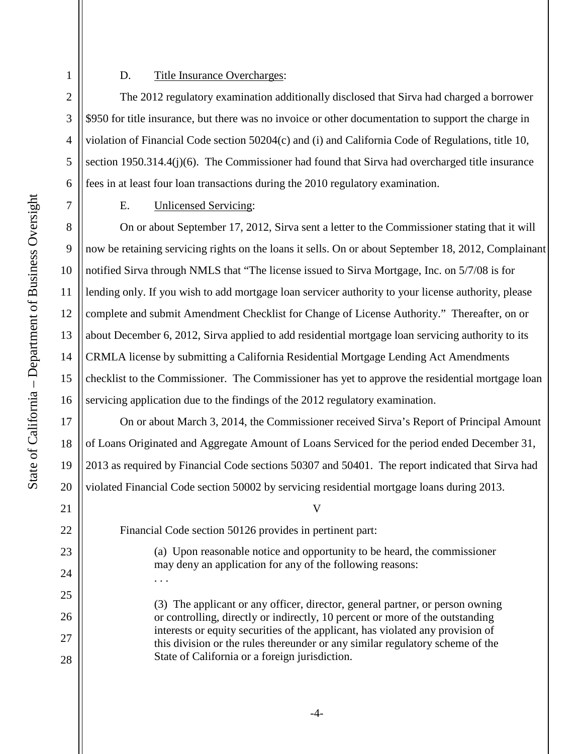D. Title Insurance Overcharges:

The 2012 regulatory examination additionally disclosed that Sirva had charged a borrower $950 for title insurance, but there was no invoice or other documentation to support the charge in violation of Financial Code section 50204(c) and (i) and California Code of Regulations, title 10, section 1950.314.4(j)(6). The Commissioner had found that Sirva had overcharged title insurance fees in at least four loan transactions during the 2010 regulatory examination.

E. Unlicensed Servicing:

On or about September 17, 2012, Sirva sent a letter to the Commissioner stating that it will now be retaining servicing rights on the loans it sells. On or about September 18, 2012, Complainant notified Sirva through NMLS that "The license issued to Sirva Mortgage, Inc. on 5/7/08 is for lending only. If you wish to add mortgage loan servicer authority to your license authority, please complete and submit Amendment Checklist for Change of License Authority." Thereafter, on or about December 6, 2012, Sirva applied to add residential mortgage loan servicing authority to its CRMLA license by submitting a California Residential Mortgage Lending Act Amendments checklist to the Commissioner. The Commissioner has yet to approve the residential mortgage loan servicing application due to the findings of the 2012 regulatory examination.

On or about March 3, 2014, the Commissioner received Sirva's Report of Principal Amount of Loans Originated and Aggregate Amount of Loans Serviced for the period ended December 31, 2013 as required by Financial Code sections 50307 and 50401. The report indicated that Sirva had violated Financial Code section 50002 by servicing residential mortgage loans during 2013.

V

Financial Code section 50126 provides in pertinent part:

> (a) Upon reasonable notice and opportunity to be heard, the commissioner may deny an application for any of the following reasons:
>
> . . .
>
> (3) The applicant or any officer, director, general partner, or person owning or controlling, directly or indirectly, 10 percent or more of the outstanding interests or equity securities of the applicant, has violated any provision of this division or the rules thereunder or any similar regulatory scheme of the State of California or a foreign jurisdiction.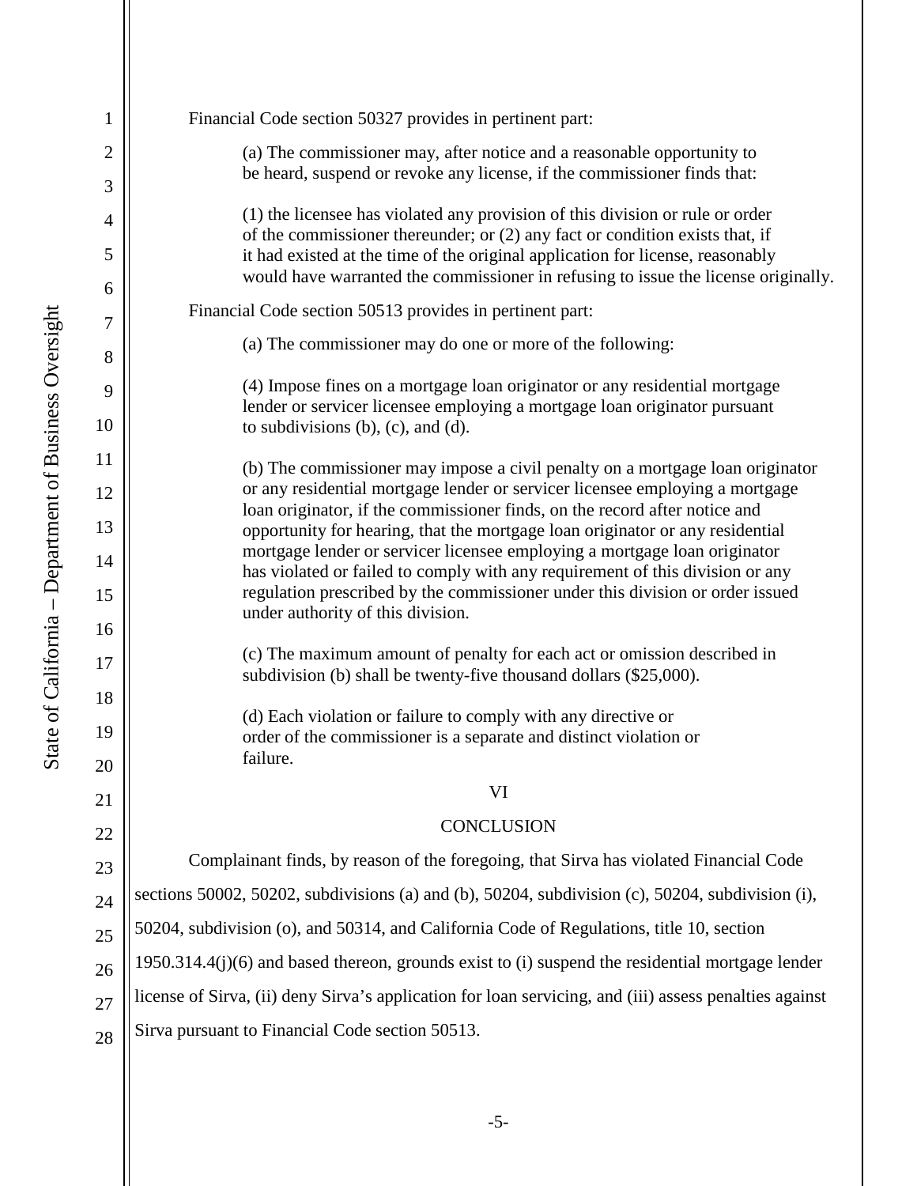Financial Code section 50327 provides in pertinent part:

> (a) The commissioner may, after notice and a reasonable opportunity to be heard, suspend or revoke any license, if the commissioner finds that:
>
> (1) the licensee has violated any provision of this division or rule or order of the commissioner thereunder; or (2) any fact or condition exists that, if it had existed at the time of the original application for license, reasonably would have warranted the commissioner in refusing to issue the license originally.

Financial Code section 50513 provides in pertinent part:

> (a) The commissioner may do one or more of the following:
>
> (4) Impose fines on a mortgage loan originator or any residential mortgage lender or servicer licensee employing a mortgage loan originator pursuant to subdivisions (b), (c), and (d).
>
> (b) The commissioner may impose a civil penalty on a mortgage loan originator or any residential mortgage lender or servicer licensee employing a mortgage loan originator, if the commissioner finds, on the record after notice and opportunity for hearing, that the mortgage loan originator or any residential mortgage lender or servicer licensee employing a mortgage loan originator has violated or failed to comply with any requirement of this division or any regulation prescribed by the commissioner under this division or order issued under authority of this division.
>
> (c) The maximum amount of penalty for each act or omission described in subdivision (b) shall be twenty-five thousand dollars ($25,000).
>
> (d) Each violation or failure to comply with any directive or order of the commissioner is a separate and distinct violation or failure.

## VI

## CONCLUSION

Complainant finds, by reason of the foregoing, that Sirva has violated Financial Code sections 50002, 50202, subdivisions (a) and (b), 50204, subdivision (c), 50204, subdivision (i), 50204, subdivision (o), and 50314, and California Code of Regulations, title 10, section 1950.314.4(j)(6) and based thereon, grounds exist to (i) suspend the residential mortgage lender license of Sirva, (ii) deny Sirva's application for loan servicing, and (iii) assess penalties against Sirva pursuant to Financial Code section 50513.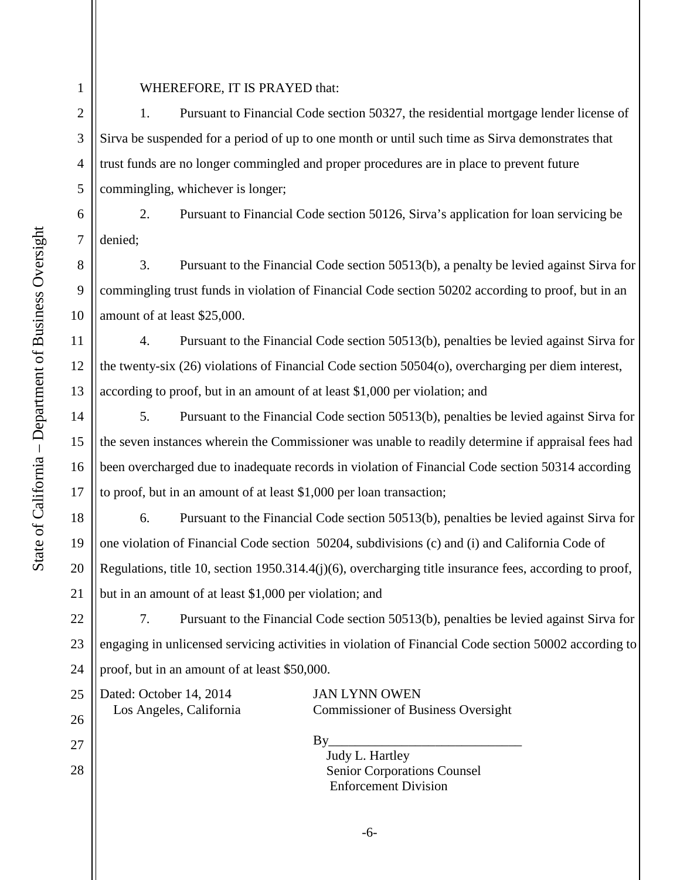WHEREFORE, IT IS PRAYED that:

1. Pursuant to Financial Code section 50327, the residential mortgage lender license of Sirva be suspended for a period of up to one month or until such time as Sirva demonstrates that trust funds are no longer commingled and proper procedures are in place to prevent future commingling, whichever is longer;

2. Pursuant to Financial Code section 50126, Sirva's application for loan servicing be denied;

3. Pursuant to the Financial Code section 50513(b), a penalty be levied against Sirva for commingling trust funds in violation of Financial Code section 50202 according to proof, but in an amount of at least $25,000.

4. Pursuant to the Financial Code section 50513(b), penalties be levied against Sirva for the twenty-six (26) violations of Financial Code section 50504(o), overcharging per diem interest, according to proof, but in an amount of at least $1,000 per violation; and

5. Pursuant to the Financial Code section 50513(b), penalties be levied against Sirva for the seven instances wherein the Commissioner was unable to readily determine if appraisal fees had been overcharged due to inadequate records in violation of Financial Code section 50314 according to proof, but in an amount of at least $1,000 per loan transaction;

6. Pursuant to the Financial Code section 50513(b), penalties be levied against Sirva for one violation of Financial Code section 50204, subdivisions (c) and (i) and California Code of Regulations, title 10, section 1950.314.4(j)(6), overcharging title insurance fees, according to proof, but in an amount of at least $1,000 per violation; and

7. Pursuant to the Financial Code section 50513(b), penalties be levied against Sirva for engaging in unlicensed servicing activities in violation of Financial Code section 50002 according to proof, but in an amount of at least $50,000.

Dated: October 14, 2014
Los Angeles, California

JAN LYNN OWEN
Commissioner of Business Oversight

By_____________________________
Judy L. Hartley
Senior Corporations Counsel
Enforcement Division